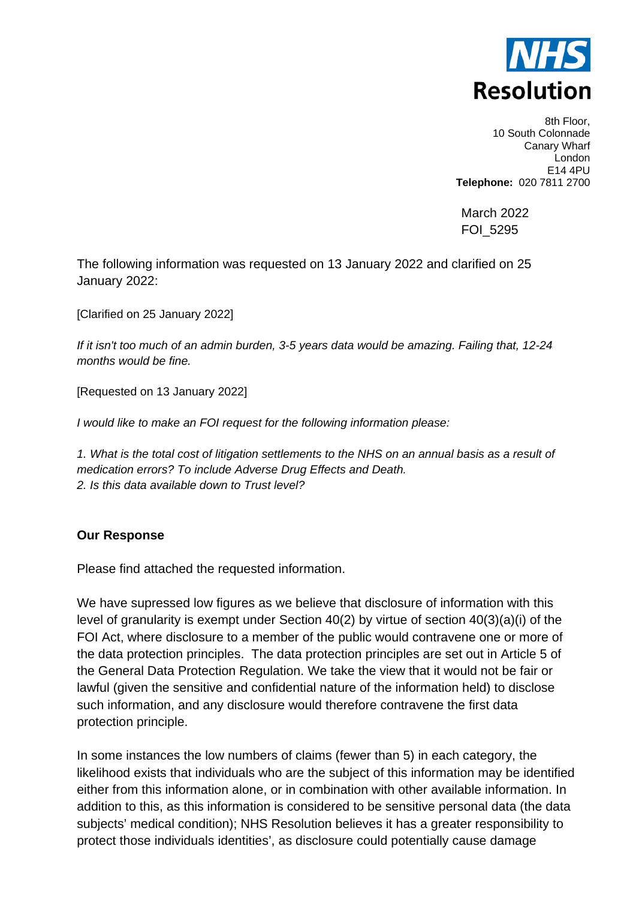**NHS Resolution**

8th Floor,
10 South Colonnade
Canary Wharf
London
E14 4PU
**Telephone:** 020 7811 2700

March 2022
FOI_5295

The following information was requested on 13 January 2022 and clarified on 25 January 2022:

[Clarified on 25 January 2022]

*If it isn't too much of an admin burden, 3-5 years data would be amazing. Failing that, 12-24 months would be fine.*

[Requested on 13 January 2022]

*I would like to make an FOI request for the following information please:*

*1. What is the total cost of litigation settlements to the NHS on an annual basis as a result of medication errors? To include Adverse Drug Effects and Death.*
*2. Is this data available down to Trust level?*

**Our Response**

Please find attached the requested information.

We have supressed low figures as we believe that disclosure of information with this level of granularity is exempt under Section 40(2) by virtue of section 40(3)(a)(i) of the FOI Act, where disclosure to a member of the public would contravene one or more of the data protection principles. The data protection principles are set out in Article 5 of the General Data Protection Regulation. We take the view that it would not be fair or lawful (given the sensitive and confidential nature of the information held) to disclose such information, and any disclosure would therefore contravene the first data protection principle.

In some instances the low numbers of claims (fewer than 5) in each category, the likelihood exists that individuals who are the subject of this information may be identified either from this information alone, or in combination with other available information. In addition to this, as this information is considered to be sensitive personal data (the data subjects' medical condition); NHS Resolution believes it has a greater responsibility to protect those individuals identities', as disclosure could potentially cause damage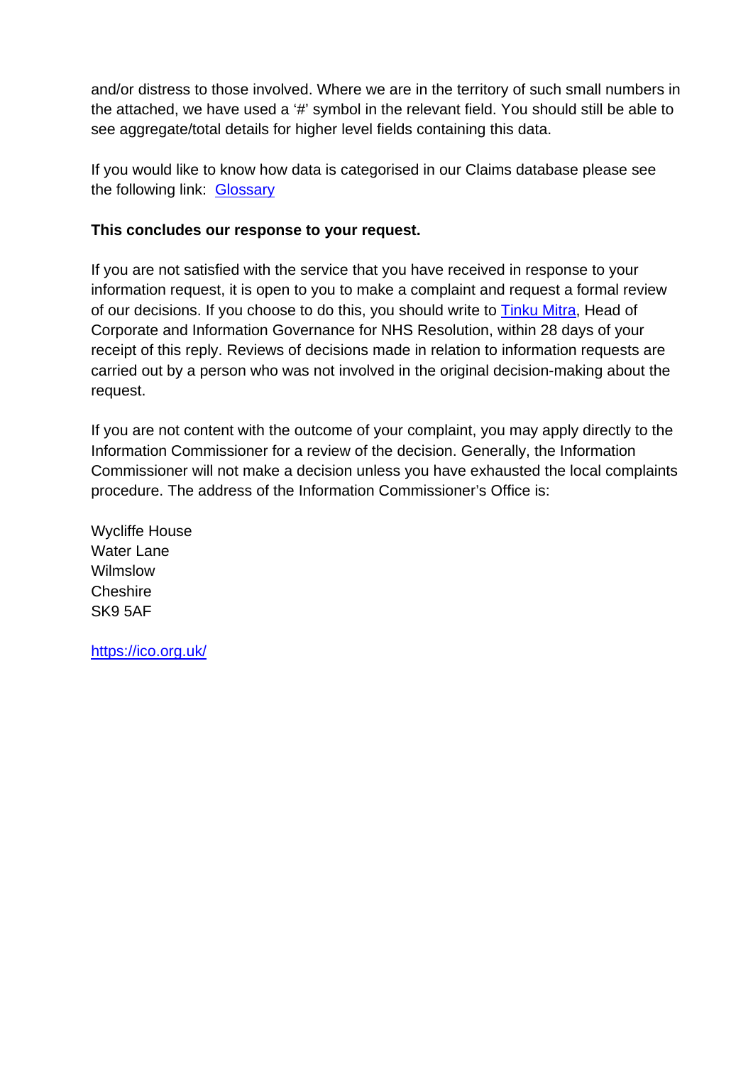and/or distress to those involved. Where we are in the territory of such small numbers in the attached, we have used a '#' symbol in the relevant field. You should still be able to see aggregate/total details for higher level fields containing this data.

If you would like to know how data is categorised in our Claims database please see the following link: [Glossary]()

**This concludes our response to your request.**

If you are not satisfied with the service that you have received in response to your information request, it is open to you to make a complaint and request a formal review of our decisions. If you choose to do this, you should write to [Tinku Mitra](), Head of Corporate and Information Governance for NHS Resolution, within 28 days of your receipt of this reply. Reviews of decisions made in relation to information requests are carried out by a person who was not involved in the original decision-making about the request.

If you are not content with the outcome of your complaint, you may apply directly to the Information Commissioner for a review of the decision. Generally, the Information Commissioner will not make a decision unless you have exhausted the local complaints procedure. The address of the Information Commissioner's Office is:

Wycliffe House
Water Lane
Wilmslow
Cheshire
SK9 5AF

[https://ico.org.uk/](https://ico.org.uk/)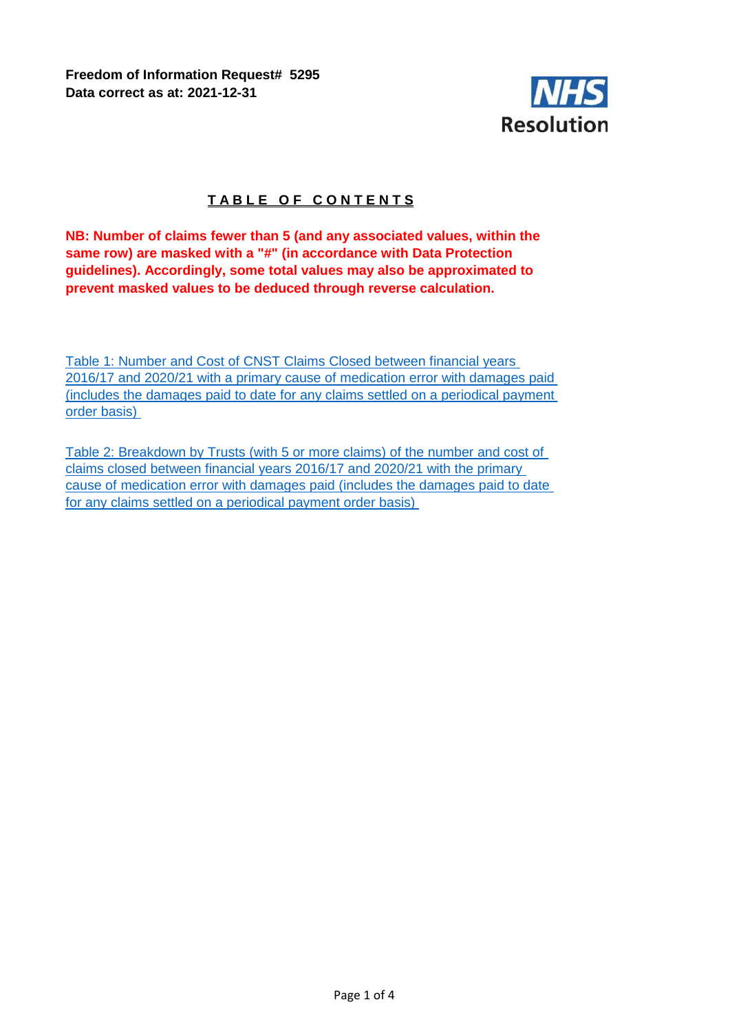**Freedom of Information Request# 5295**
**Data correct as at: 2021-12-31**

NHS Resolution

## TABLE OF CONTENTS

**NB: Number of claims fewer than 5 (and any associated values, within the same row) are masked with a "#" (in accordance with Data Protection guidelines). Accordingly, some total values may also be approximated to prevent masked values to be deduced through reverse calculation.**

Table 1: Number and Cost of CNST Claims Closed between financial years 2016/17 and 2020/21 with a primary cause of medication error with damages paid (includes the damages paid to date for any claims settled on a periodical payment order basis)

Table 2: Breakdown by Trusts (with 5 or more claims) of the number and cost of claims closed between financial years 2016/17 and 2020/21 with the primary cause of medication error with damages paid (includes the damages paid to date for any claims settled on a periodical payment order basis)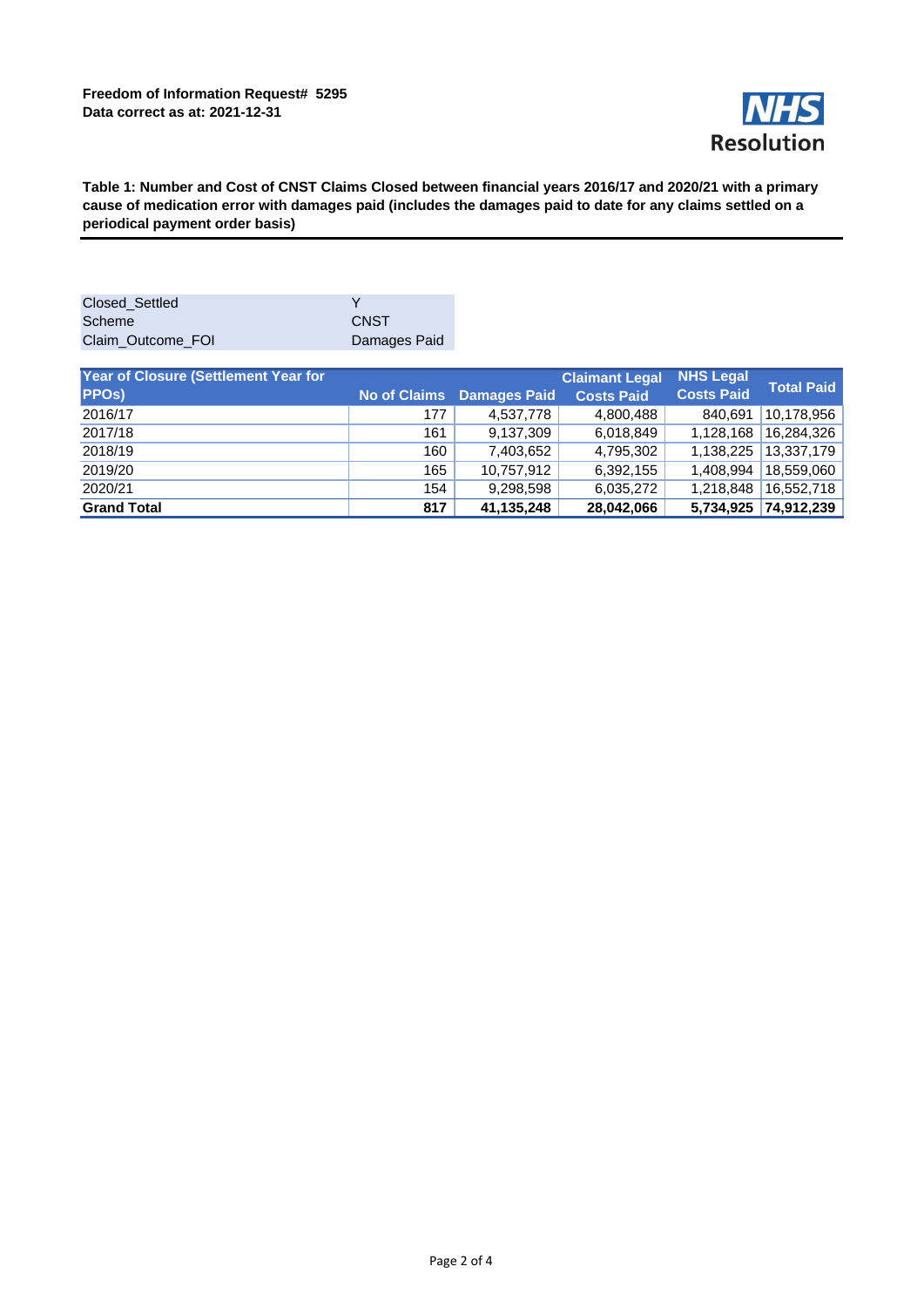**Freedom of Information Request# 5295**
**Data correct as at: 2021-12-31**

NHS Resolution

**Table 1: Number and Cost of CNST Claims Closed between financial years 2016/17 and 2020/21 with a primary cause of medication error with damages paid (includes the damages paid to date for any claims settled on a periodical payment order basis)**

| | |
|---|---|
| Closed_Settled | Y |
| Scheme | CNST |
| Claim_Outcome_FOI | Damages Paid |

| Year of Closure (Settlement Year for PPOs) | No of Claims | Damages Paid | Claimant Legal Costs Paid | NHS Legal Costs Paid | Total Paid |
|---|---|---|---|---|---|
| 2016/17 | 177 | 4,537,778 | 4,800,488 | 840,691 | 10,178,956 |
| 2017/18 | 161 | 9,137,309 | 6,018,849 | 1,128,168 | 16,284,326 |
| 2018/19 | 160 | 7,403,652 | 4,795,302 | 1,138,225 | 13,337,179 |
| 2019/20 | 165 | 10,757,912 | 6,392,155 | 1,408,994 | 18,559,060 |
| 2020/21 | 154 | 9,298,598 | 6,035,272 | 1,218,848 | 16,552,718 |
| **Grand Total** | **817** | **41,135,248** | **28,042,066** | **5,734,925** | **74,912,239** |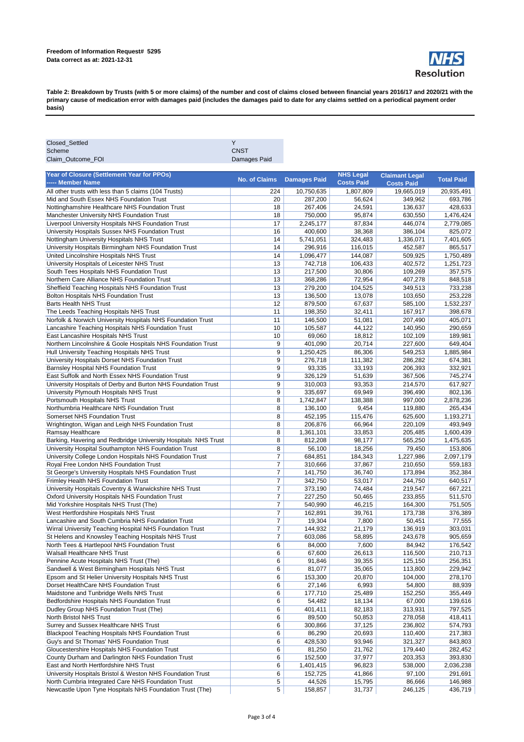**Freedom of Information Request# 5295**
**Data correct as at: 2021-12-31**

NHS Resolution

**Table 2: Breakdown by Trusts (with 5 or more claims) of the number and cost of claims closed between financial years 2016/17 and 2020/21 with the primary cause of medication error with damages paid (includes the damages paid to date for any claims settled on a periodical payment order basis)**

| | |
|---|---|
| Closed_Settled | Y |
| Scheme | CNST |
| Claim_Outcome_FOI | Damages Paid |

| Year of Closure (Settlement Year for PPOs) ----- Member Name | No. of Claims | Damages Paid | NHS Legal Costs Paid | Claimant Legal Costs Paid | Total Paid |
|---|---|---|---|---|---|
| All other trusts with less than 5 claims (104 Trusts) | 224 | 10,750,635 | 1,807,809 | 19,665,019 | 20,935,491 |
| Mid and South Essex NHS Foundation Trust | 20 | 287,200 | 56,624 | 349,962 | 693,786 |
| Nottinghamshire Healthcare NHS Foundation Trust | 18 | 267,406 | 24,591 | 136,637 | 428,633 |
| Manchester University NHS Foundation Trust | 18 | 750,000 | 95,874 | 630,550 | 1,476,424 |
| Liverpool University Hospitals NHS Foundation Trust | 17 | 2,245,177 | 87,834 | 446,074 | 2,779,085 |
| University Hospitals Sussex NHS Foundation Trust | 16 | 400,600 | 38,368 | 386,104 | 825,072 |
| Nottingham University Hospitals NHS Trust | 14 | 5,741,051 | 324,483 | 1,336,071 | 7,401,605 |
| University Hospitals Birmingham NHS Foundation Trust | 14 | 296,916 | 116,015 | 452,587 | 865,517 |
| United Lincolnshire Hospitals NHS Trust | 14 | 1,096,477 | 144,087 | 509,925 | 1,750,489 |
| University Hospitals of Leicester NHS Trust | 13 | 742,718 | 106,433 | 402,572 | 1,251,723 |
| South Tees Hospitals NHS Foundation Trust | 13 | 217,500 | 30,806 | 109,269 | 357,575 |
| Northern Care Alliance NHS Foundation Trust | 13 | 368,286 | 72,954 | 407,278 | 848,518 |
| Sheffield Teaching Hospitals NHS Foundation Trust | 13 | 279,200 | 104,525 | 349,513 | 733,238 |
| Bolton Hospitals NHS Foundation Trust | 13 | 136,500 | 13,078 | 103,650 | 253,228 |
| Barts Health NHS Trust | 12 | 879,500 | 67,637 | 585,100 | 1,532,237 |
| The Leeds Teaching Hospitals NHS Trust | 11 | 198,350 | 32,411 | 167,917 | 398,678 |
| Norfolk & Norwich University Hospitals NHS Foundation Trust | 11 | 146,500 | 51,081 | 207,490 | 405,071 |
| Lancashire Teaching Hospitals NHS Foundation Trust | 10 | 105,587 | 44,122 | 140,950 | 290,659 |
| East Lancashire Hospitals NHS Trust | 10 | 69,060 | 18,812 | 102,109 | 189,981 |
| Northern Lincolnshire & Goole Hospitals NHS Foundation Trust | 9 | 401,090 | 20,714 | 227,600 | 649,404 |
| Hull University Teaching Hospitals NHS Trust | 9 | 1,250,425 | 86,306 | 549,253 | 1,885,984 |
| University Hospitals Dorset NHS Foundation Trust | 9 | 276,718 | 111,382 | 286,282 | 674,381 |
| Barnsley Hospital NHS Foundation Trust | 9 | 93,335 | 33,193 | 206,393 | 332,921 |
| East Suffolk and North Essex NHS Foundation Trust | 9 | 326,129 | 51,639 | 367,506 | 745,274 |
| University Hospitals of Derby and Burton NHS Foundation Trust | 9 | 310,003 | 93,353 | 214,570 | 617,927 |
| University Plymouth Hospitals NHS Trust | 9 | 335,697 | 69,949 | 396,490 | 802,136 |
| Portsmouth Hospitals NHS Trust | 8 | 1,742,847 | 138,388 | 997,000 | 2,878,236 |
| Northumbria Healthcare NHS Foundation Trust | 8 | 136,100 | 9,454 | 119,880 | 265,434 |
| Somerset NHS Foundation Trust | 8 | 452,195 | 115,476 | 625,600 | 1,193,271 |
| Wrightington, Wigan and Leigh NHS Foundation Trust | 8 | 206,876 | 66,964 | 220,109 | 493,949 |
| Ramsay Healthcare | 8 | 1,361,101 | 33,853 | 205,485 | 1,600,439 |
| Barking, Havering and Redbridge University Hospitals NHS Trust | 8 | 812,208 | 98,177 | 565,250 | 1,475,635 |
| University Hospital Southampton NHS Foundation Trust | 8 | 56,100 | 18,256 | 79,450 | 153,806 |
| University College London Hospitals NHS Foundation Trust | 7 | 684,851 | 184,343 | 1,227,986 | 2,097,179 |
| Royal Free London NHS Foundation Trust | 7 | 310,666 | 37,867 | 210,650 | 559,183 |
| St George's University Hospitals NHS Foundation Trust | 7 | 141,750 | 36,740 | 173,894 | 352,384 |
| Frimley Health NHS Foundation Trust | 7 | 342,750 | 53,017 | 244,750 | 640,517 |
| University Hospitals Coventry & Warwickshire NHS Trust | 7 | 373,190 | 74,484 | 219,547 | 667,221 |
| Oxford University Hospitals NHS Foundation Trust | 7 | 227,250 | 50,465 | 233,855 | 511,570 |
| Mid Yorkshire Hospitals NHS Trust (The) | 7 | 540,990 | 46,215 | 164,300 | 751,505 |
| West Hertfordshire Hospitals NHS Trust | 7 | 162,891 | 39,761 | 173,738 | 376,389 |
| Lancashire and South Cumbria NHS Foundation Trust | 7 | 19,304 | 7,800 | 50,451 | 77,555 |
| Wirral University Teaching Hospital NHS Foundation Trust | 7 | 144,932 | 21,179 | 136,919 | 303,031 |
| St Helens and Knowsley Teaching Hospitals NHS Trust | 7 | 603,086 | 58,895 | 243,678 | 905,659 |
| North Tees & Hartlepool NHS Foundation Trust | 6 | 84,000 | 7,600 | 84,942 | 176,542 |
| Walsall Healthcare NHS Trust | 6 | 67,600 | 26,613 | 116,500 | 210,713 |
| Pennine Acute Hospitals NHS Trust (The) | 6 | 91,846 | 39,355 | 125,150 | 256,351 |
| Sandwell & West Birmingham Hospitals NHS Trust | 6 | 81,077 | 35,065 | 113,800 | 229,942 |
| Epsom and St Helier University Hospitals NHS Trust | 6 | 153,300 | 20,870 | 104,000 | 278,170 |
| Dorset HealthCare NHS Foundation Trust | 6 | 27,146 | 6,993 | 54,800 | 88,939 |
| Maidstone and Tunbridge Wells NHS Trust | 6 | 177,710 | 25,489 | 152,250 | 355,449 |
| Bedfordshire Hospitals NHS Foundation Trust | 6 | 54,482 | 18,134 | 67,000 | 139,616 |
| Dudley Group NHS Foundation Trust (The) | 6 | 401,411 | 82,183 | 313,931 | 797,525 |
| North Bristol NHS Trust | 6 | 89,500 | 50,853 | 278,058 | 418,411 |
| Surrey and Sussex Healthcare NHS Trust | 6 | 300,866 | 37,125 | 236,802 | 574,793 |
| Blackpool Teaching Hospitals NHS Foundation Trust | 6 | 86,290 | 20,693 | 110,400 | 217,383 |
| Guy's and St Thomas' NHS Foundation Trust | 6 | 428,530 | 93,946 | 321,327 | 843,803 |
| Gloucestershire Hospitals NHS Foundation Trust | 6 | 81,250 | 21,762 | 179,440 | 282,452 |
| County Durham and Darlington NHS Foundation Trust | 6 | 152,500 | 37,977 | 203,353 | 393,830 |
| East and North Hertfordshire NHS Trust | 6 | 1,401,415 | 96,823 | 538,000 | 2,036,238 |
| University Hospitals Bristol & Weston NHS Foundation Trust | 6 | 152,725 | 41,866 | 97,100 | 291,691 |
| North Cumbria Integrated Care NHS Foundation Trust | 5 | 44,526 | 15,795 | 86,666 | 146,988 |
| Newcastle Upon Tyne Hospitals NHS Foundation Trust (The) | 5 | 158,857 | 31,737 | 246,125 | 436,719 |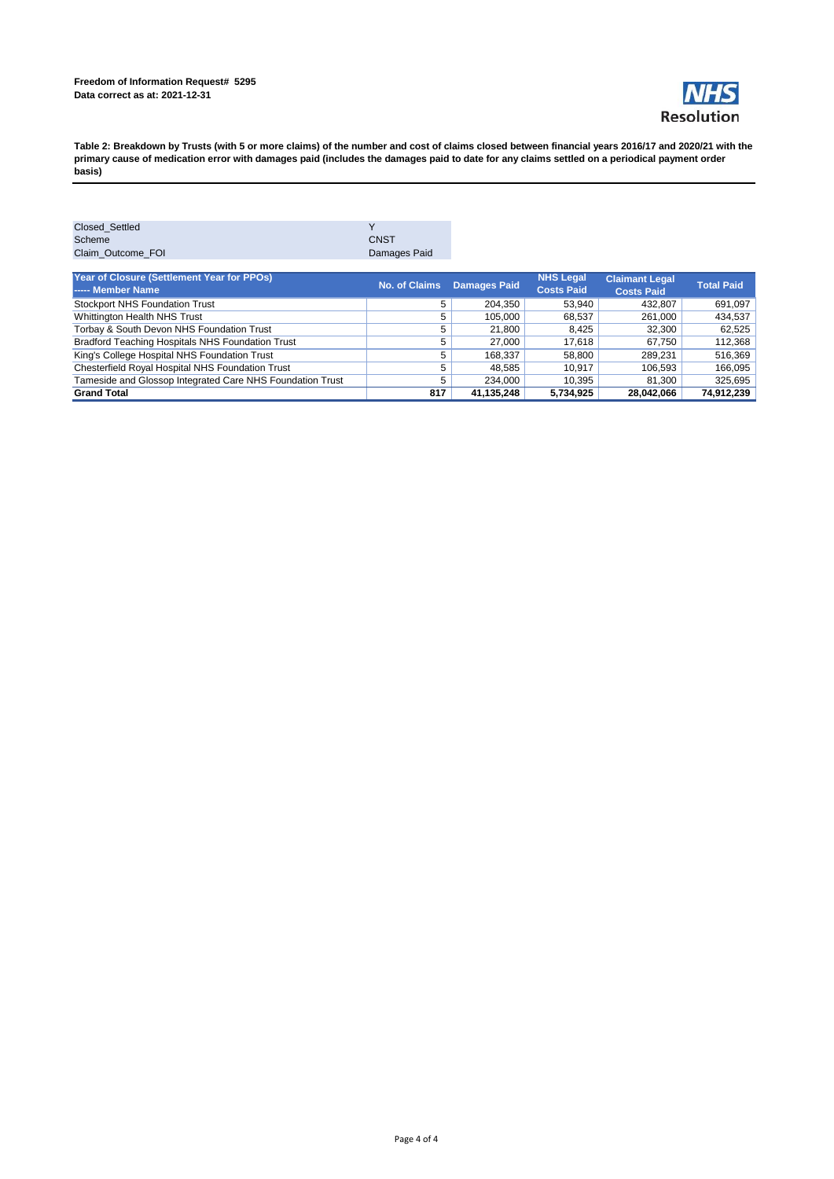**Freedom of Information Request# 5295**
**Data correct as at: 2021-12-31**

NHS Resolution

**Table 2: Breakdown by Trusts (with 5 or more claims) of the number and cost of claims closed between financial years 2016/17 and 2020/21 with the primary cause of medication error with damages paid (includes the damages paid to date for any claims settled on a periodical payment order basis)**

| | |
|---|---|
| Closed_Settled | Y |
| Scheme | CNST |
| Claim_Outcome_FOI | Damages Paid |

| Year of Closure (Settlement Year for PPOs) ----- Member Name | No. of Claims | Damages Paid | NHS Legal Costs Paid | Claimant Legal Costs Paid | Total Paid |
|---|---|---|---|---|---|
| Stockport NHS Foundation Trust | 5 | 204,350 | 53,940 | 432,807 | 691,097 |
| Whittington Health NHS Trust | 5 | 105,000 | 68,537 | 261,000 | 434,537 |
| Torbay & South Devon NHS Foundation Trust | 5 | 21,800 | 8,425 | 32,300 | 62,525 |
| Bradford Teaching Hospitals NHS Foundation Trust | 5 | 27,000 | 17,618 | 67,750 | 112,368 |
| King's College Hospital NHS Foundation Trust | 5 | 168,337 | 58,800 | 289,231 | 516,369 |
| Chesterfield Royal Hospital NHS Foundation Trust | 5 | 48,585 | 10,917 | 106,593 | 166,095 |
| Tameside and Glossop Integrated Care NHS Foundation Trust | 5 | 234,000 | 10,395 | 81,300 | 325,695 |
| **Grand Total** | **817** | **41,135,248** | **5,734,925** | **28,042,066** | **74,912,239** |